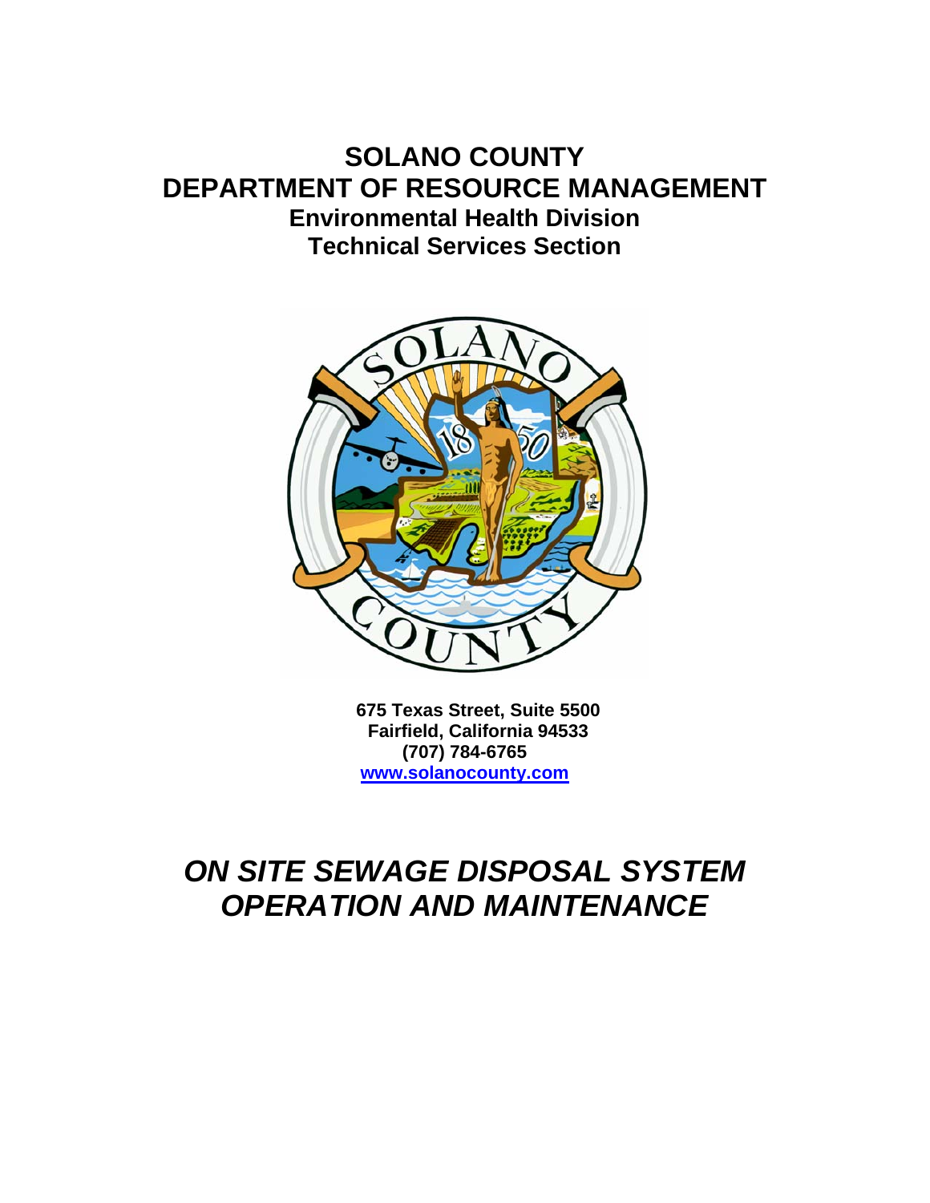# SOLANO COUNTY
# DEPARTMENT OF RESOURCE MANAGEMENT

## Environmental Health Division
## Technical Services Section

**675 Texas Street, Suite 5500**
**Fairfield, California 94533**
**(707) 784-6765**
**www.solanocounty.com**

# *ON SITE SEWAGE DISPOSAL SYSTEM OPERATION AND MAINTENANCE*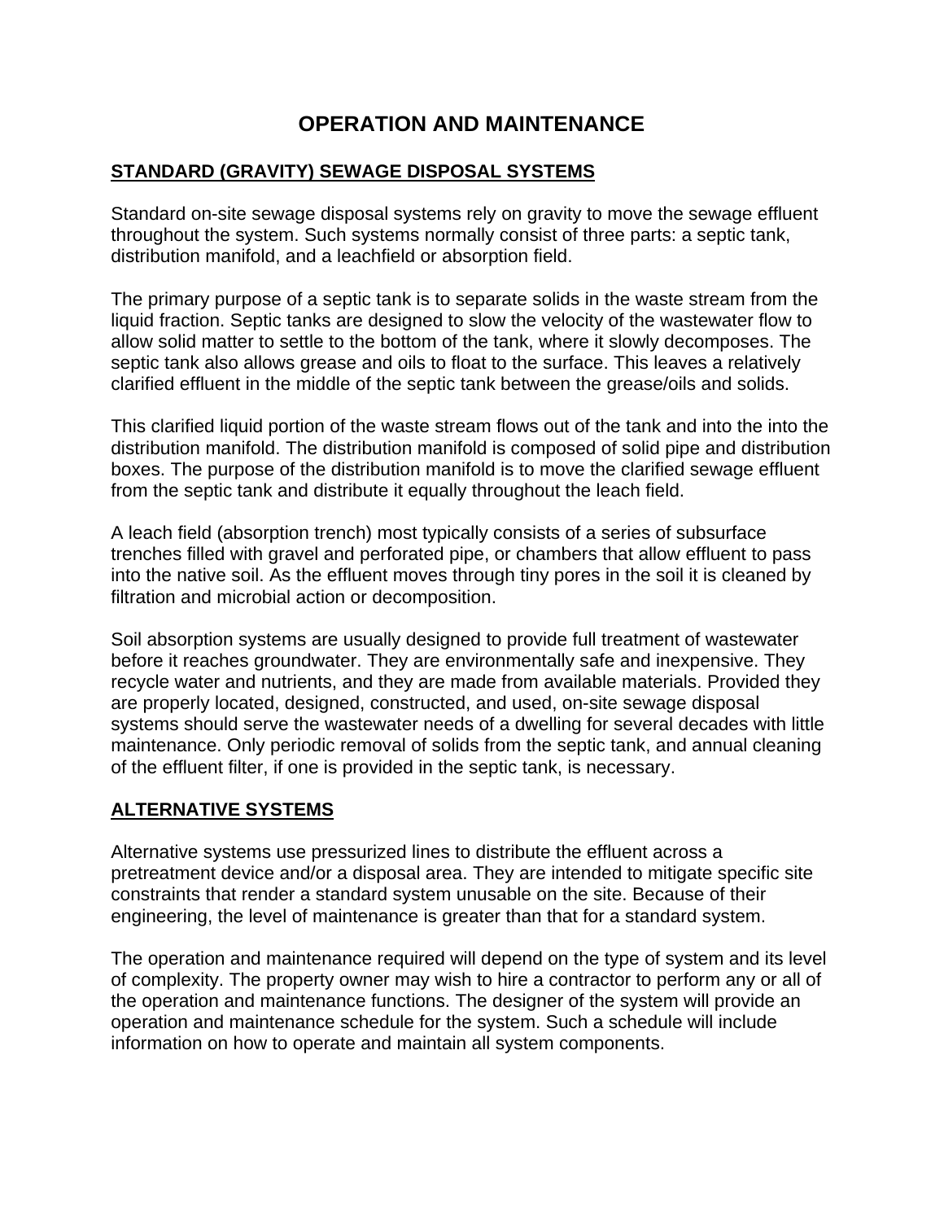# OPERATION AND MAINTENANCE

## STANDARD (GRAVITY) SEWAGE DISPOSAL SYSTEMS

Standard on-site sewage disposal systems rely on gravity to move the sewage effluent throughout the system. Such systems normally consist of three parts: a septic tank, distribution manifold, and a leachfield or absorption field.

The primary purpose of a septic tank is to separate solids in the waste stream from the liquid fraction. Septic tanks are designed to slow the velocity of the wastewater flow to allow solid matter to settle to the bottom of the tank, where it slowly decomposes. The septic tank also allows grease and oils to float to the surface. This leaves a relatively clarified effluent in the middle of the septic tank between the grease/oils and solids.

This clarified liquid portion of the waste stream flows out of the tank and into the into the distribution manifold. The distribution manifold is composed of solid pipe and distribution boxes. The purpose of the distribution manifold is to move the clarified sewage effluent from the septic tank and distribute it equally throughout the leach field.

A leach field (absorption trench) most typically consists of a series of subsurface trenches filled with gravel and perforated pipe, or chambers that allow effluent to pass into the native soil. As the effluent moves through tiny pores in the soil it is cleaned by filtration and microbial action or decomposition.

Soil absorption systems are usually designed to provide full treatment of wastewater before it reaches groundwater. They are environmentally safe and inexpensive. They recycle water and nutrients, and they are made from available materials. Provided they are properly located, designed, constructed, and used, on-site sewage disposal systems should serve the wastewater needs of a dwelling for several decades with little maintenance. Only periodic removal of solids from the septic tank, and annual cleaning of the effluent filter, if one is provided in the septic tank, is necessary.

## ALTERNATIVE SYSTEMS

Alternative systems use pressurized lines to distribute the effluent across a pretreatment device and/or a disposal area. They are intended to mitigate specific site constraints that render a standard system unusable on the site. Because of their engineering, the level of maintenance is greater than that for a standard system.

The operation and maintenance required will depend on the type of system and its level of complexity. The property owner may wish to hire a contractor to perform any or all of the operation and maintenance functions. The designer of the system will provide an operation and maintenance schedule for the system. Such a schedule will include information on how to operate and maintain all system components.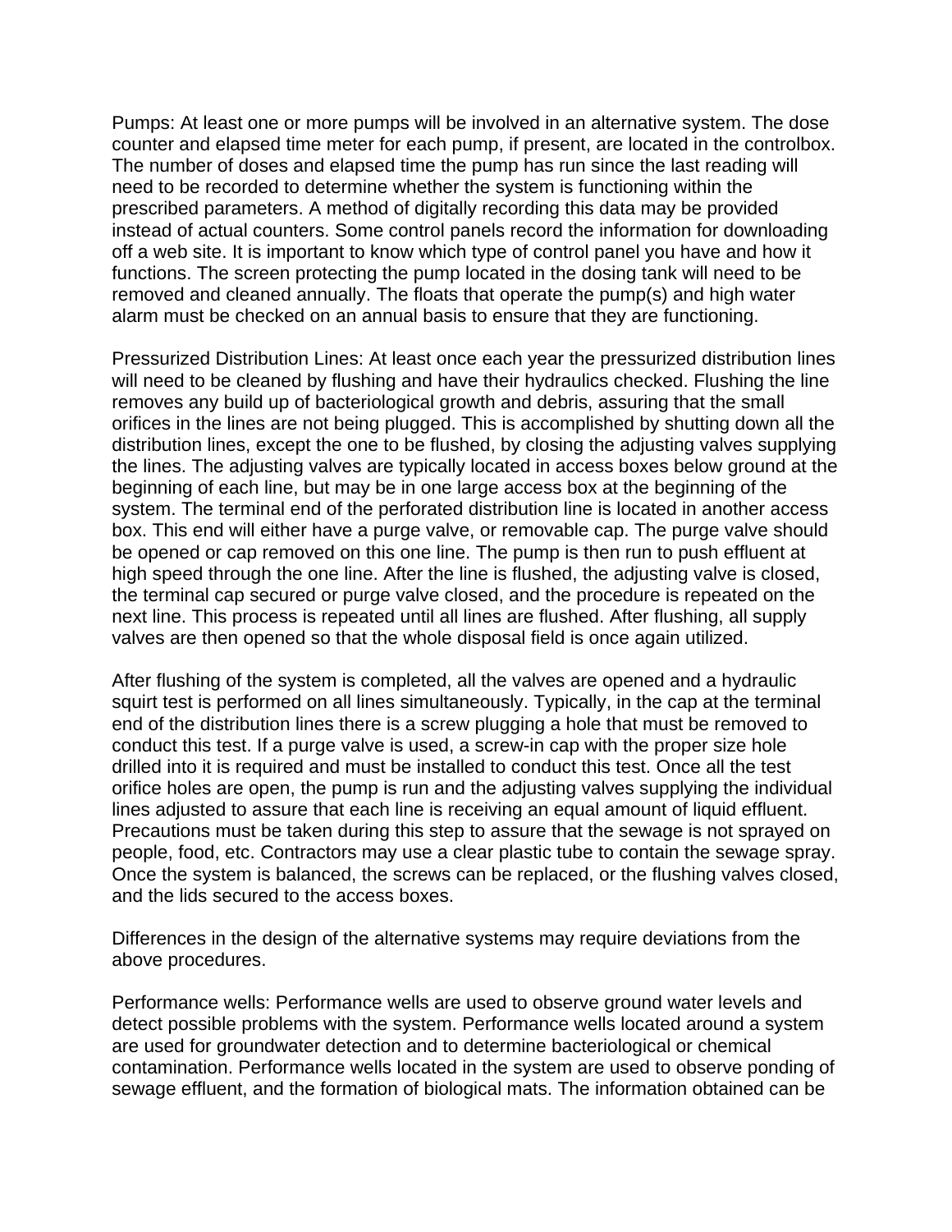Pumps: At least one or more pumps will be involved in an alternative system. The dose counter and elapsed time meter for each pump, if present, are located in the controlbox. The number of doses and elapsed time the pump has run since the last reading will need to be recorded to determine whether the system is functioning within the prescribed parameters. A method of digitally recording this data may be provided instead of actual counters. Some control panels record the information for downloading off a web site. It is important to know which type of control panel you have and how it functions. The screen protecting the pump located in the dosing tank will need to be removed and cleaned annually. The floats that operate the pump(s) and high water alarm must be checked on an annual basis to ensure that they are functioning.

Pressurized Distribution Lines: At least once each year the pressurized distribution lines will need to be cleaned by flushing and have their hydraulics checked. Flushing the line removes any build up of bacteriological growth and debris, assuring that the small orifices in the lines are not being plugged. This is accomplished by shutting down all the distribution lines, except the one to be flushed, by closing the adjusting valves supplying the lines. The adjusting valves are typically located in access boxes below ground at the beginning of each line, but may be in one large access box at the beginning of the system. The terminal end of the perforated distribution line is located in another access box. This end will either have a purge valve, or removable cap. The purge valve should be opened or cap removed on this one line. The pump is then run to push effluent at high speed through the one line. After the line is flushed, the adjusting valve is closed, the terminal cap secured or purge valve closed, and the procedure is repeated on the next line. This process is repeated until all lines are flushed. After flushing, all supply valves are then opened so that the whole disposal field is once again utilized.

After flushing of the system is completed, all the valves are opened and a hydraulic squirt test is performed on all lines simultaneously. Typically, in the cap at the terminal end of the distribution lines there is a screw plugging a hole that must be removed to conduct this test. If a purge valve is used, a screw-in cap with the proper size hole drilled into it is required and must be installed to conduct this test. Once all the test orifice holes are open, the pump is run and the adjusting valves supplying the individual lines adjusted to assure that each line is receiving an equal amount of liquid effluent. Precautions must be taken during this step to assure that the sewage is not sprayed on people, food, etc. Contractors may use a clear plastic tube to contain the sewage spray. Once the system is balanced, the screws can be replaced, or the flushing valves closed, and the lids secured to the access boxes.

Differences in the design of the alternative systems may require deviations from the above procedures.

Performance wells: Performance wells are used to observe ground water levels and detect possible problems with the system. Performance wells located around a system are used for groundwater detection and to determine bacteriological or chemical contamination. Performance wells located in the system are used to observe ponding of sewage effluent, and the formation of biological mats. The information obtained can be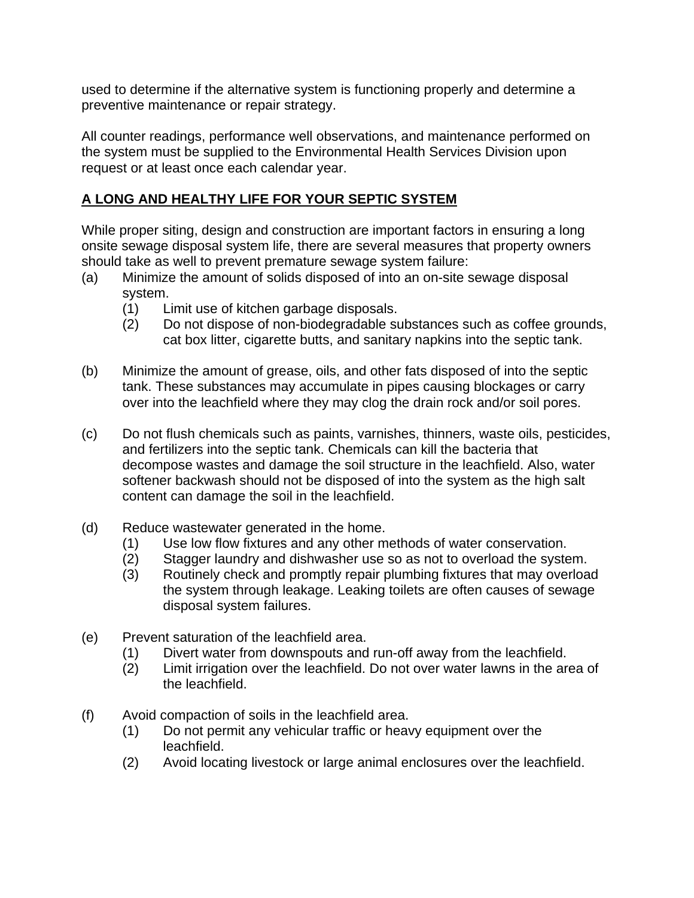used to determine if the alternative system is functioning properly and determine a preventive maintenance or repair strategy.

All counter readings, performance well observations, and maintenance performed on the system must be supplied to the Environmental Health Services Division upon request or at least once each calendar year.

**A LONG AND HEALTHY LIFE FOR YOUR SEPTIC SYSTEM**

While proper siting, design and construction are important factors in ensuring a long onsite sewage disposal system life, there are several measures that property owners should take as well to prevent premature sewage system failure:

(a) Minimize the amount of solids disposed of into an on-site sewage disposal system.
   - (1) Limit use of kitchen garbage disposals.
   - (2) Do not dispose of non-biodegradable substances such as coffee grounds, cat box litter, cigarette butts, and sanitary napkins into the septic tank.

(b) Minimize the amount of grease, oils, and other fats disposed of into the septic tank. These substances may accumulate in pipes causing blockages or carry over into the leachfield where they may clog the drain rock and/or soil pores.

(c) Do not flush chemicals such as paints, varnishes, thinners, waste oils, pesticides, and fertilizers into the septic tank. Chemicals can kill the bacteria that decompose wastes and damage the soil structure in the leachfield. Also, water softener backwash should not be disposed of into the system as the high salt content can damage the soil in the leachfield.

(d) Reduce wastewater generated in the home.
   - (1) Use low flow fixtures and any other methods of water conservation.
   - (2) Stagger laundry and dishwasher use so as not to overload the system.
   - (3) Routinely check and promptly repair plumbing fixtures that may overload the system through leakage. Leaking toilets are often causes of sewage disposal system failures.

(e) Prevent saturation of the leachfield area.
   - (1) Divert water from downspouts and run-off away from the leachfield.
   - (2) Limit irrigation over the leachfield. Do not over water lawns in the area of the leachfield.

(f) Avoid compaction of soils in the leachfield area.
   - (1) Do not permit any vehicular traffic or heavy equipment over the leachfield.
   - (2) Avoid locating livestock or large animal enclosures over the leachfield.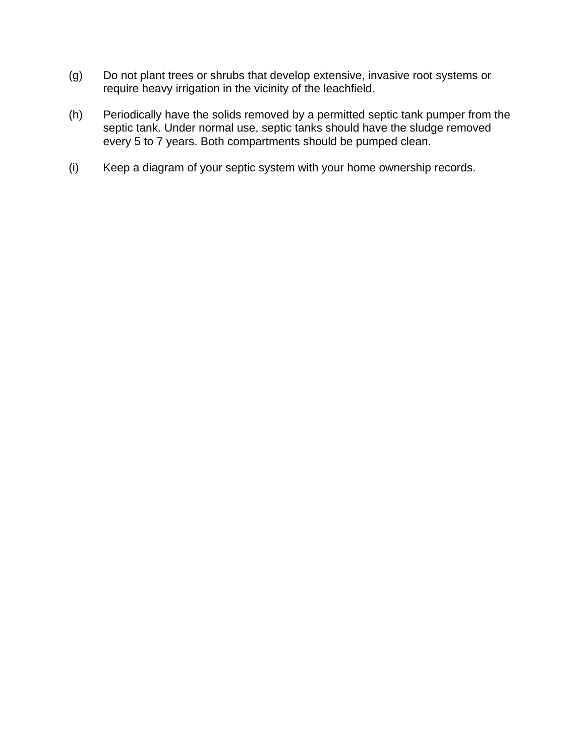(g) Do not plant trees or shrubs that develop extensive, invasive root systems or require heavy irrigation in the vicinity of the leachfield.

(h) Periodically have the solids removed by a permitted septic tank pumper from the septic tank. Under normal use, septic tanks should have the sludge removed every 5 to 7 years. Both compartments should be pumped clean.

(i) Keep a diagram of your septic system with your home ownership records.